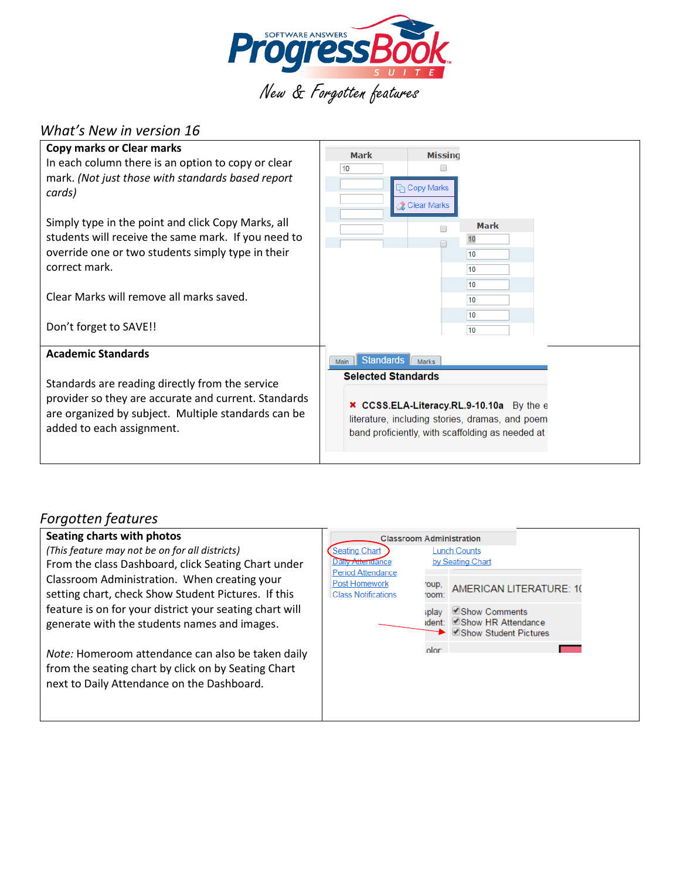# ProgressBook Suite

*New & Forgotten features*

## *What's New in version 16*

**Copy marks or Clear marks**

In each column there is an option to copy or clear mark. *(Not just those with standards based report cards)*

Simply type in the point and click Copy Marks, all students will receive the same mark. If you need to override one or two students simply type in their correct mark.

Clear Marks will remove all marks saved.

Don't forget to SAVE!!

**Academic Standards**

Standards are reading directly from the service provider so they are accurate and current. Standards are organized by subject. Multiple standards can be added to each assignment.

## *Forgotten features*

**Seating charts with photos**

*(This feature may not be on for all districts)*

From the class Dashboard, click Seating Chart under Classroom Administration. When creating your setting chart, check Show Student Pictures. If this feature is on for your district your seating chart will generate with the students names and images.

*Note:* Homeroom attendance can also be taken daily from the seating chart by click on by Seating Chart next to Daily Attendance on the Dashboard.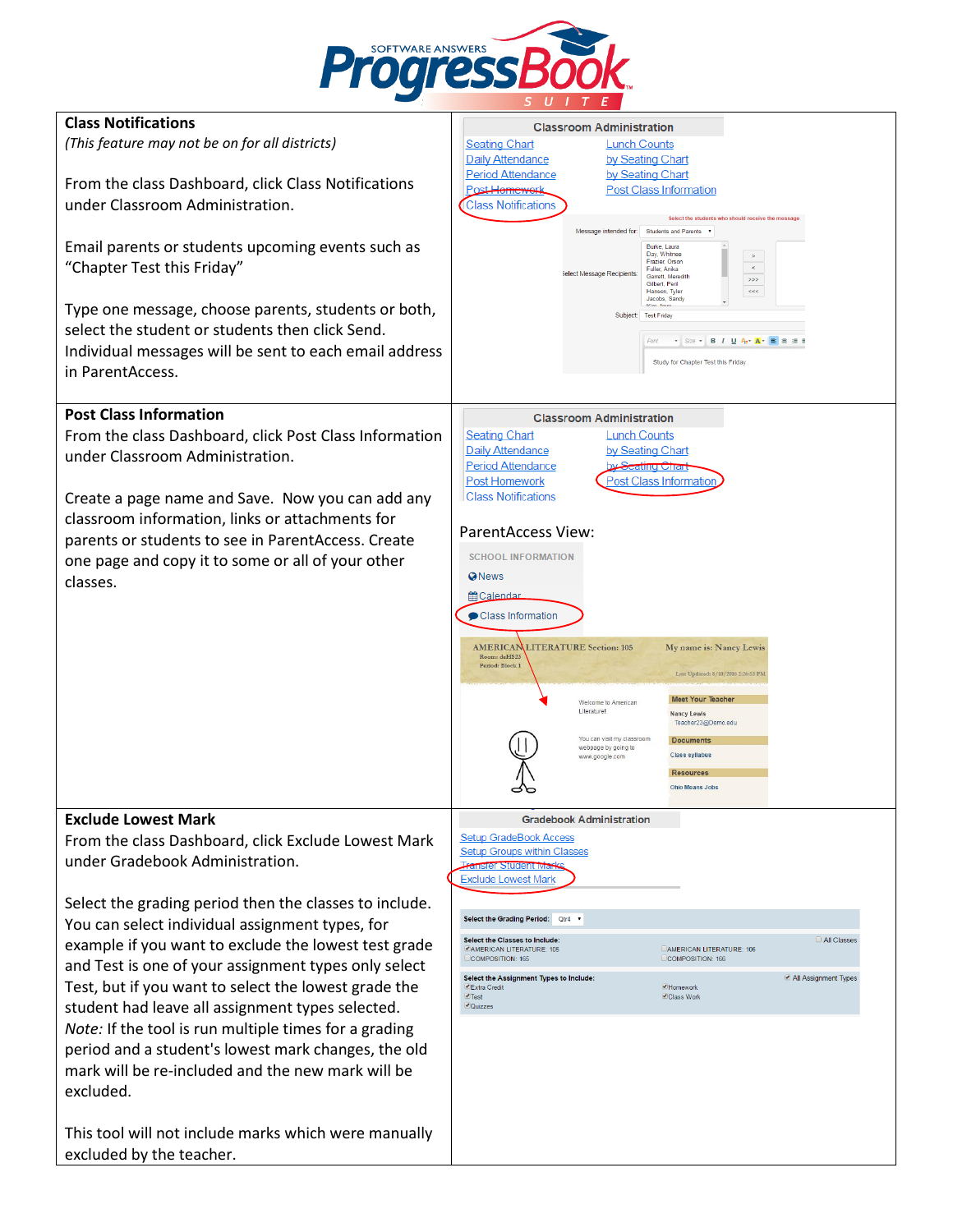## Class Notifications

*(This feature may not be on for all districts)*

From the class Dashboard, click Class Notifications under Classroom Administration.

Email parents or students upcoming events such as "Chapter Test this Friday"

Type one message, choose parents, students or both, select the student or students then click Send. Individual messages will be sent to each email address in ParentAccess.

## Post Class Information

From the class Dashboard, click Post Class Information under Classroom Administration.

Create a page name and Save. Now you can add any classroom information, links or attachments for parents or students to see in ParentAccess. Create one page and copy it to some or all of your other classes.

ParentAccess View:

## Exclude Lowest Mark

From the class Dashboard, click Exclude Lowest Mark under Gradebook Administration.

Select the grading period then the classes to include. You can select individual assignment types, for example if you want to exclude the lowest test grade and Test is one of your assignment types only select Test, but if you want to select the lowest grade the student had leave all assignment types selected. *Note:* If the tool is run multiple times for a grading period and a student's lowest mark changes, the old mark will be re-included and the new mark will be excluded.

This tool will not include marks which were manually excluded by the teacher.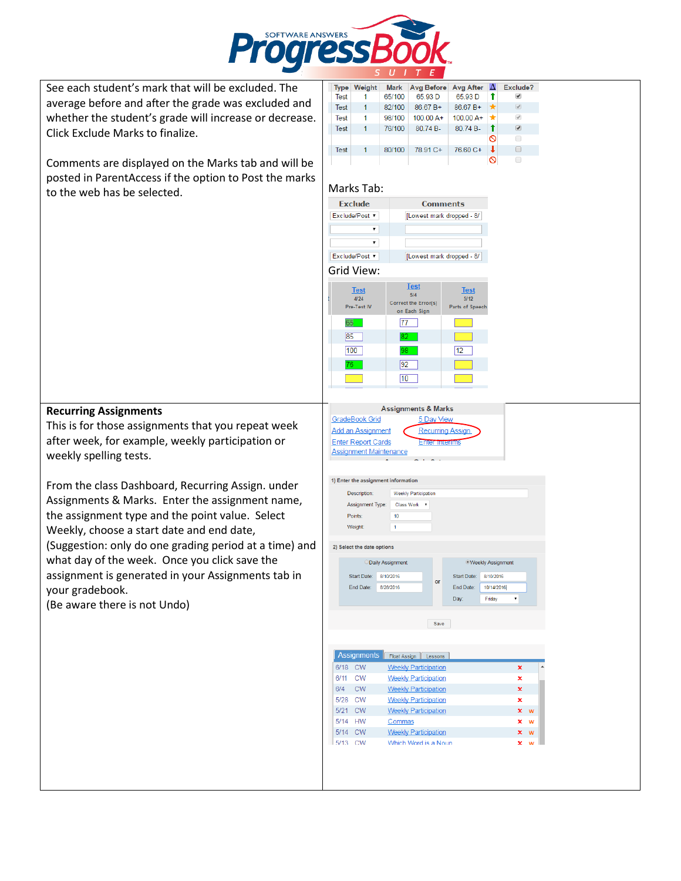See each student's mark that will be excluded. The average before and after the grade was excluded and whether the student's grade will increase or decrease. Click Exclude Marks to finalize.

Comments are displayed on the Marks tab and will be posted in ParentAccess if the option to Post the marks to the web has be selected.

| Type | Weight | Mark | Avg Before | Avg After | | Exclude? |
|---|---|---|---|---|---|---|
| Test | 1 | 65/100 | 65.93 D | 65.93 D | ↑ | ☑ |
| Test | 1 | 82/100 | 86.67 B+ | 86.67 B+ | ★ | ☑ |
| Test | 1 | 98/100 | 100.00 A+ | 100.00 A+ | ★ | ☑ |
| Test | 1 | 76/100 | 80.74 B- | 80.74 B- | ↑ | ☑ |
| | | | | | ⊘ | ☐ |
| Test | 1 | 80/100 | 78.91 C+ | 76.60 C+ | ↓ | ☐ |
| | | | | | ⊘ | ☐ |

Marks Tab:

| Exclude | Comments |
|---|---|
| Exclude/Post | [Lowest mark dropped - 8/ |
| | |
| | |
| Exclude/Post | [Lowest mark dropped - 8/ |

Grid View:

| Test 4/24 Pre-Test IV | Test 5/4 Correct the Error(s) on Each Sign | Test 5/12 Parts of Speech |
|---|---|---|
| 65 | 77 | |
| 85 | 82 | |
| 100 | 98 | 12 |
| 76 | 92 | |
| | 10 | |

**Recurring Assignments**

This is for those assignments that you repeat week after week, for example, weekly participation or weekly spelling tests.

From the class Dashboard, Recurring Assign. under Assignments & Marks. Enter the assignment name, the assignment type and the point value. Select Weekly, choose a start date and end date, (Suggestion: only do one grading period at a time) and what day of the week. Once you click save the assignment is generated in your Assignments tab in your gradebook.

(Be aware there is not Undo)

Assignments & Marks

- GradeBook Grid
- Add an Assignment
- Enter Report Cards
- Assignment Maintenance
- 5 Day View
- Recurring Assign.
- Enter Interims

1) Enter the assignment information

- Description: Weekly Participation
- Assignment Type: Class Work
- Points: 10
- Weight: 1

2) Select the date options

| Daily Assignment | | Weekly Assignment |
|---|---|---|
| Start Date: 8/10/2016 | or | Start Date: 8/10/2016 |
| End Date: 8/28/2016 | | End Date: 10/14/2016 |
| | | Day: Friday |

Save

Assignments | Float Assign | Lessons

| Date | Type | Assignment |
|---|---|---|
| 6/18 | CW | Weekly Participation |
| 6/11 | CW | Weekly Participation |
| 6/4 | CW | Weekly Participation |
| 5/28 | CW | Weekly Participation |
| 5/21 | CW | Weekly Participation |
| 5/14 | HW | Commas |
| 5/14 | CW | Weekly Participation |
| 5/13 | CW | Which Word is a Noun |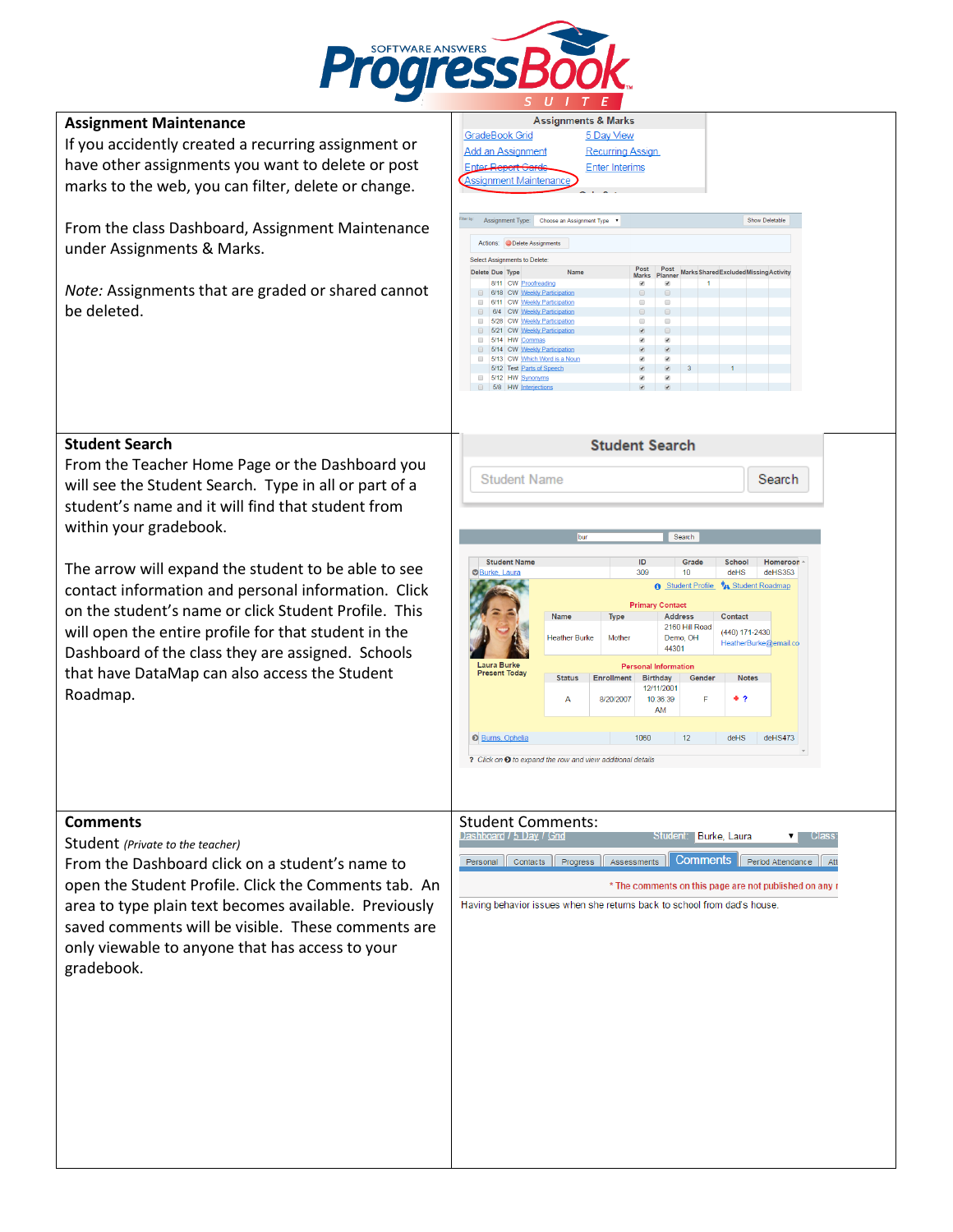## Assignment Maintenance

If you accidently created a recurring assignment or have other assignments you want to delete or post marks to the web, you can filter, delete or change.

From the class Dashboard, Assignment Maintenance under Assignments & Marks.

*Note:* Assignments that are graded or shared cannot be deleted.

## Student Search

From the Teacher Home Page or the Dashboard you will see the Student Search. Type in all or part of a student's name and it will find that student from within your gradebook.

The arrow will expand the student to be able to see contact information and personal information. Click on the student's name or click Student Profile. This will open the entire profile for that student in the Dashboard of the class they are assigned. Schools that have DataMap can also access the Student Roadmap.

## Comments

Student *(Private to the teacher)*

From the Dashboard click on a student's name to open the Student Profile. Click the Comments tab. An area to type plain text becomes available. Previously saved comments will be visible. These comments are only viewable to anyone that has access to your gradebook.

Student Comments: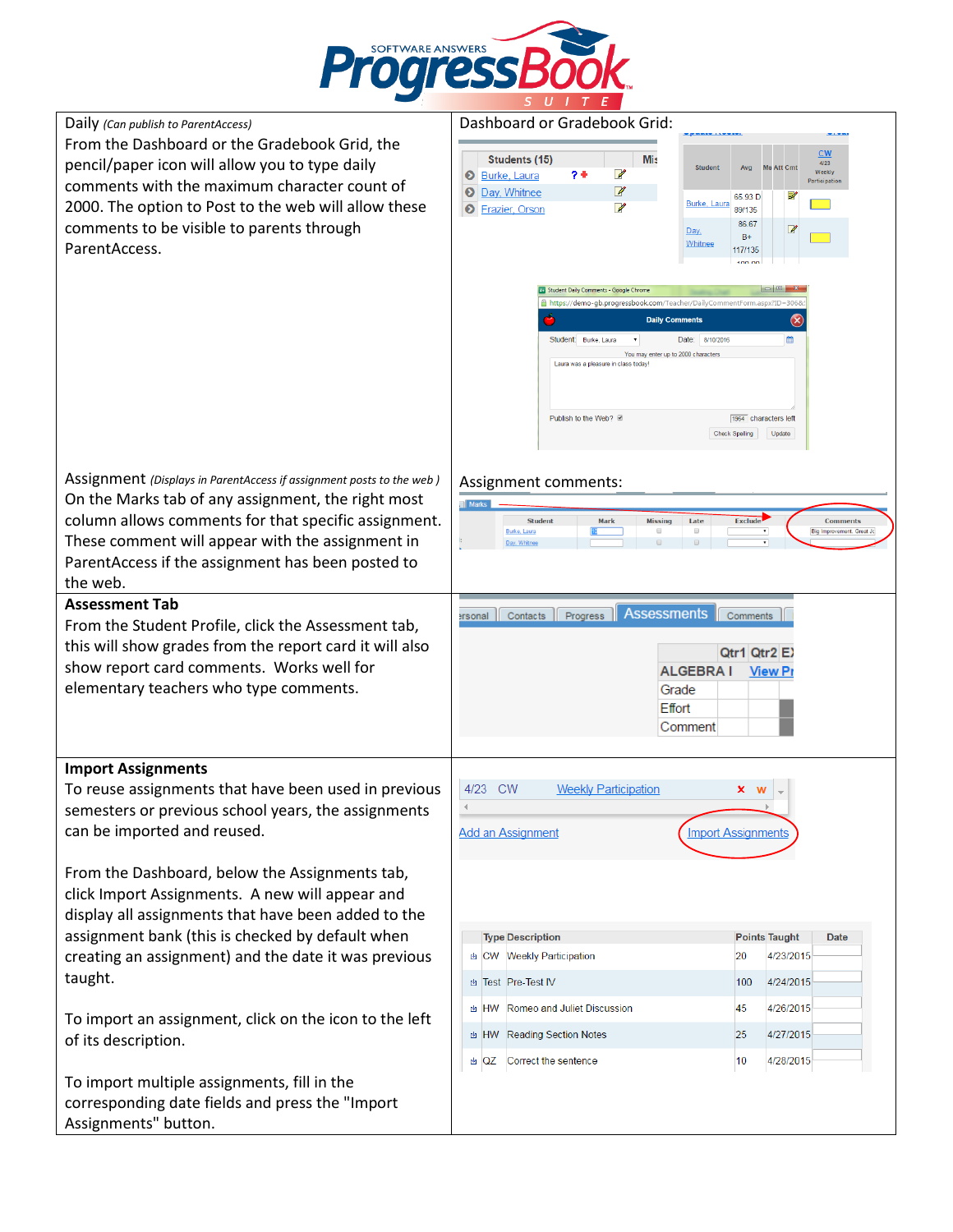| | |
|---|---|
| Daily *(Can publish to ParentAccess)*<br>From the Dashboard or from the Gradebook Grid, the pencil/paper icon will allow you to type daily comments with the maximum character count of 2000. The option to Post to the web will allow these comments to be visible to parents through ParentAccess. | Dashboard or Gradebook Grid: |
| Assignment *(Displays in ParentAccess if assignment posts to the web )*<br>On the Marks tab of any assignment, the right most column allows comments for that specific assignment. These comment will appear with the assignment in ParentAccess if the assignment has been posted to the web. | Assignment comments: |
| **Assessment Tab**<br>From the Student Profile, click the Assessment tab, this will show grades from the report card it will also show report card comments. Works well for elementary teachers who type comments. | |
| **Import Assignments**<br>To reuse assignments that have been used in previous semesters or previous school years, the assignments can be imported and reused.<br><br>From the Dashboard, below the Assignments tab, click Import Assignments. A new will appear and display all assignments that have been added to the assignment bank (this is checked by default when creating an assignment) and the date it was previous taught.<br><br>To import an assignment, click on the icon to the left of its description.<br><br>To import multiple assignments, fill in the corresponding date fields and press the "Import Assignments" button. | |